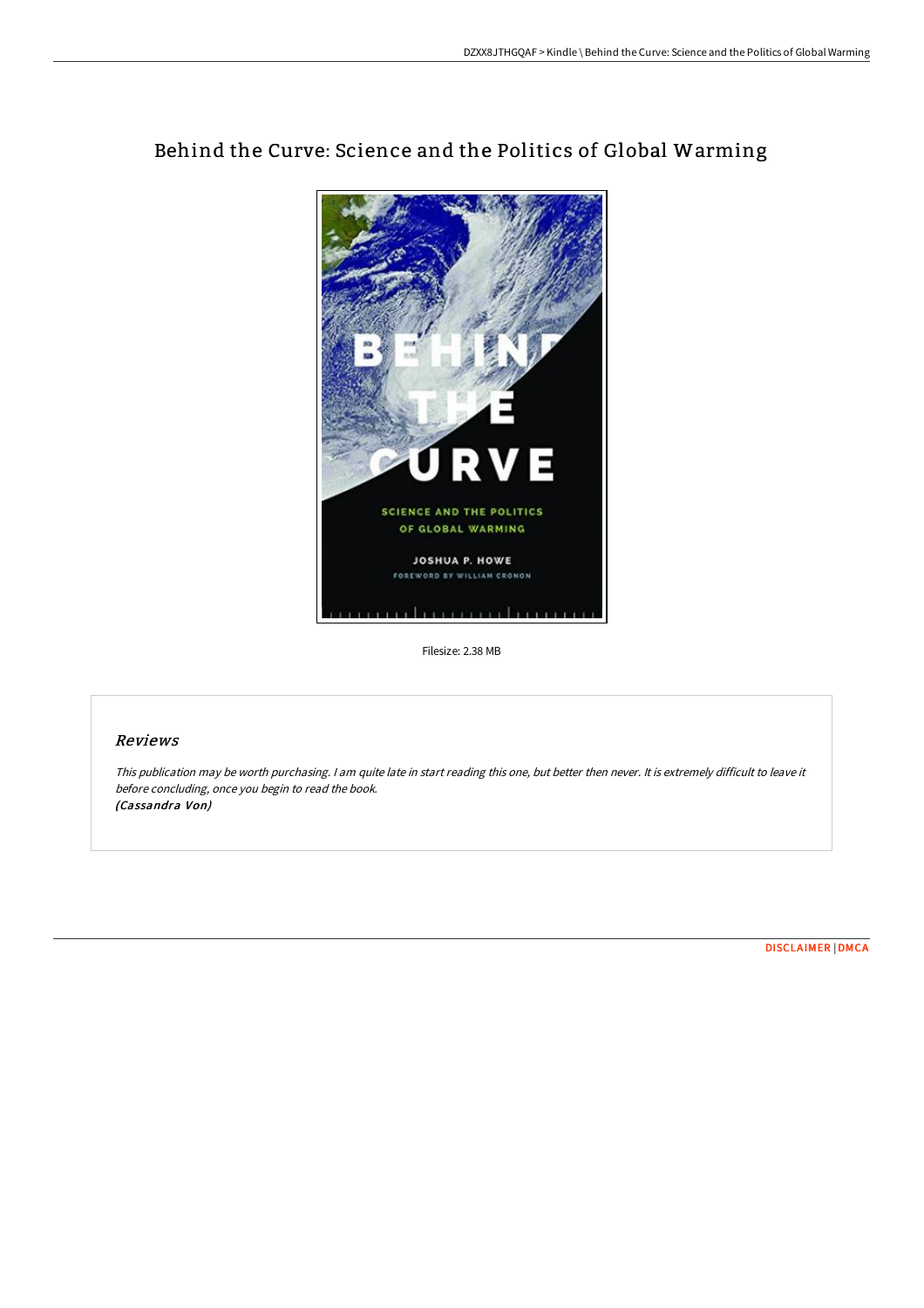# Behind the Curve: Science and the Politics of Global Warming

Filesize: 2.38 MB

## Reviews

*This publication may be worth purchasing. I am quite late in start reading this one, but better then never. It is extremely difficult to leave it before concluding, once you begin to read the book.*
*(Cassandra Von)*

DISCLAIMER | DMCA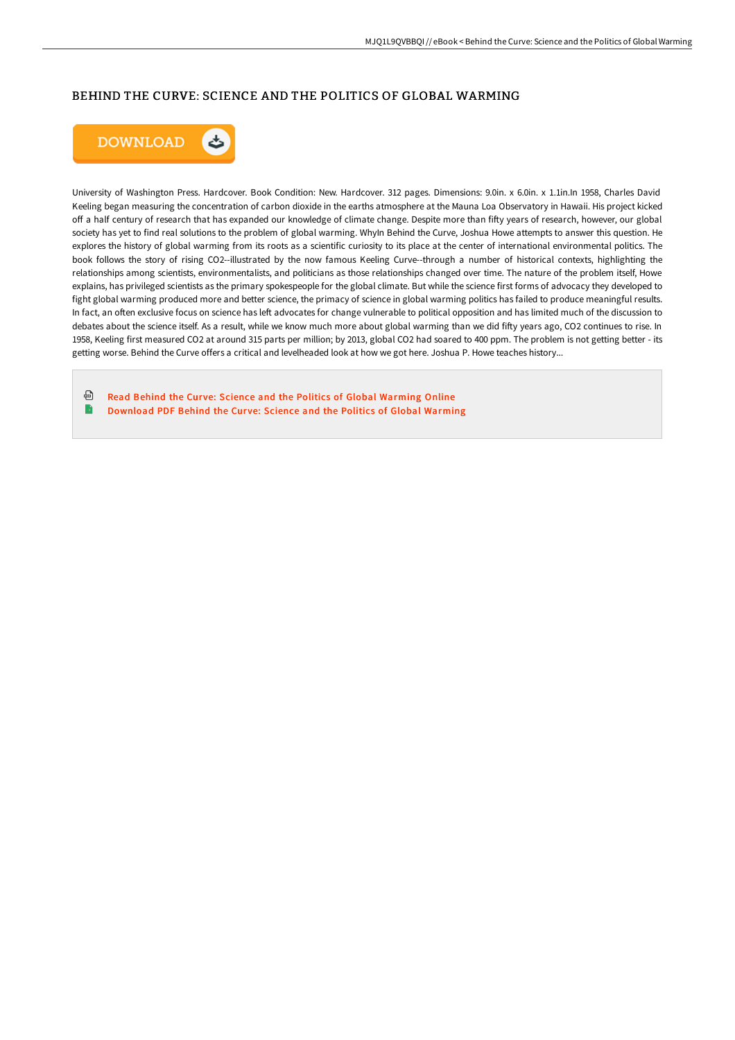# BEHIND THE CURVE: SCIENCE AND THE POLITICS OF GLOBAL WARMING

DOWNLOAD

University of Washington Press. Hardcover. Book Condition: New. Hardcover. 312 pages. Dimensions: 9.0in. x 6.0in. x 1.1in.In 1958, Charles David Keeling began measuring the concentration of carbon dioxide in the earths atmosphere at the Mauna Loa Observatory in Hawaii. His project kicked off a half century of research that has expanded our knowledge of climate change. Despite more than fifty years of research, however, our global society has yet to find real solutions to the problem of global warming. WhyIn Behind the Curve, Joshua Howe attempts to answer this question. He explores the history of global warming from its roots as a scientific curiosity to its place at the center of international environmental politics. The book follows the story of rising $CO_2$--illustrated by the now famous Keeling Curve--through a number of historical contexts, highlighting the relationships among scientists, environmentalists, and politicians as those relationships changed over time. The nature of the problem itself, Howe explains, has privileged scientists as the primary spokespeople for the global climate. But while the science first forms of advocacy they developed to fight global warming produced more and better science, the primacy of science in global warming politics has failed to produce meaningful results. In fact, an often exclusive focus on science has left advocates for change vulnerable to political opposition and has limited much of the discussion to debates about the science itself. As a result, while we know much more about global warming than we did fifty years ago, $CO_2$ continues to rise. In 1958, Keeling first measured $CO_2$ at around 315 parts per million; by 2013, global $CO_2$ had soared to 400 ppm. The problem is not getting better - its getting worse. Behind the Curve offers a critical and levelheaded look at how we got here. Joshua P. Howe teaches history...

Read Behind the Curve: Science and the Politics of Global Warming Online

Download PDF Behind the Curve: Science and the Politics of Global Warming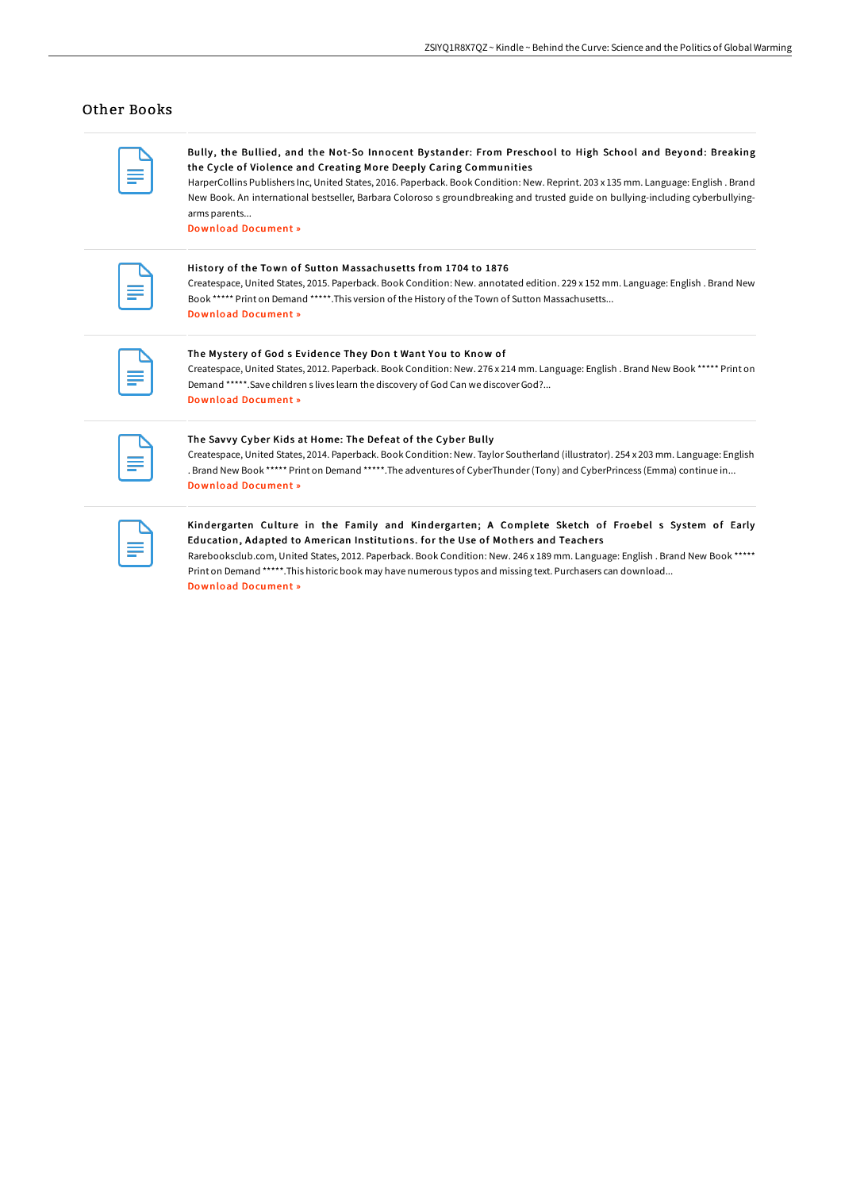## Other Books

**Bully, the Bullied, and the Not-So Innocent Bystander: From Preschool to High School and Beyond: Breaking the Cycle of Violence and Creating More Deeply Caring Communities**

HarperCollins Publishers Inc, United States, 2016. Paperback. Book Condition: New. Reprint. 203 x 135 mm. Language: English . Brand New Book. An international bestseller, Barbara Coloroso s groundbreaking and trusted guide on bullying-including cyberbullying-arms parents...

Download Document »

**History of the Town of Sutton Massachusetts from 1704 to 1876**

Createspace, United States, 2015. Paperback. Book Condition: New. annotated edition. 229 x 152 mm. Language: English . Brand New Book ***** Print on Demand *****.This version of the History of the Town of Sutton Massachusetts...

Download Document »

**The Mystery of God s Evidence They Don t Want You to Know of**

Createspace, United States, 2012. Paperback. Book Condition: New. 276 x 214 mm. Language: English . Brand New Book ***** Print on Demand *****.Save children s lives learn the discovery of God Can we discover God?...

Download Document »

**The Savvy Cyber Kids at Home: The Defeat of the Cyber Bully**

Createspace, United States, 2014. Paperback. Book Condition: New. Taylor Southerland (illustrator). 254 x 203 mm. Language: English . Brand New Book ***** Print on Demand *****.The adventures of CyberThunder (Tony) and CyberPrincess (Emma) continue in...

Download Document »

**Kindergarten Culture in the Family and Kindergarten; A Complete Sketch of Froebel s System of Early Education, Adapted to American Institutions. for the Use of Mothers and Teachers**

Rarebooksclub.com, United States, 2012. Paperback. Book Condition: New. 246 x 189 mm. Language: English . Brand New Book ***** Print on Demand *****.This historic book may have numerous typos and missing text. Purchasers can download...

Download Document »